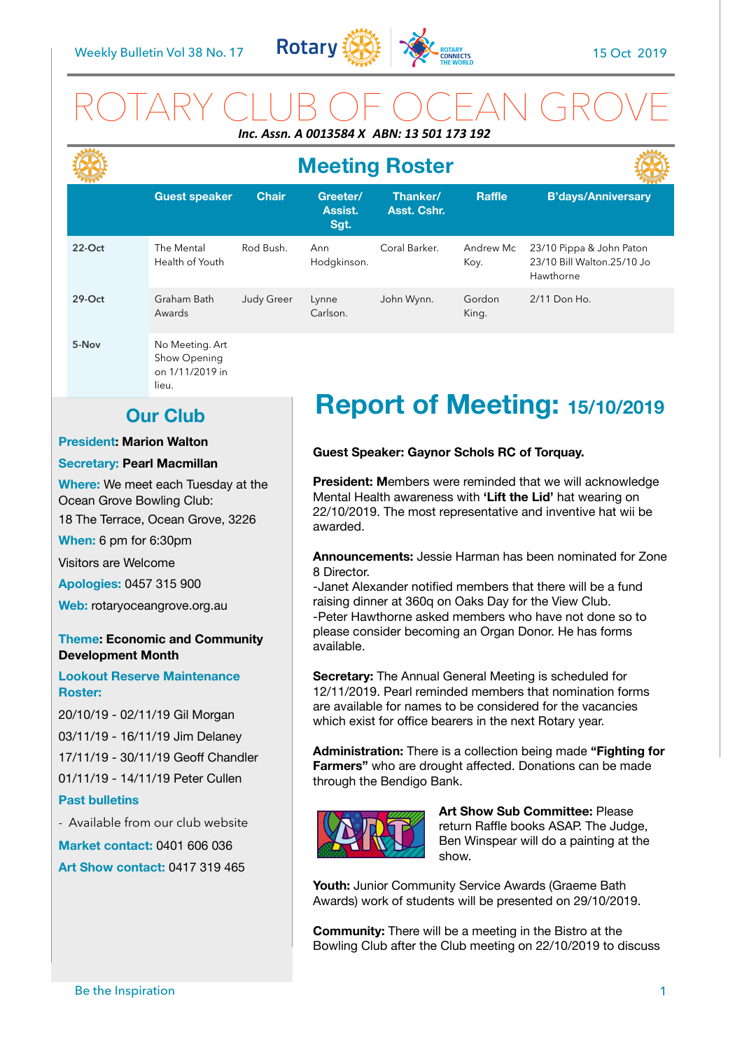# ROTARY CLUB OF OCEAN GROVE

***Inc. Assn. A 0013584 X ABN: 13 501 173 192***

## Meeting Roster

| | Guest speaker | Chair | Greeter/ Assist. Sgt. | Thanker/ Asst. Cshr. | Raffle | B'days/Anniversary |
|---|---|---|---|---|---|---|
| 22-Oct | The Mental Health of Youth | Rod Bush. | Ann Hodgkinson. | Coral Barker. | Andrew Mc Koy. | 23/10 Pippa & John Paton 23/10 Bill Walton.25/10 Jo Hawthorne |
| 29-Oct | Graham Bath Awards | Judy Greer | Lynne Carlson. | John Wynn. | Gordon King. | 2/11 Don Ho. |
| 5-Nov | No Meeting. Art Show Opening on 1/11/2019 in lieu. | | | | | |

## Our Club

**President: Marion Walton**

**Secretary: Pearl Macmillan**

**Where:** We meet each Tuesday at the Ocean Grove Bowling Club:

18 The Terrace, Ocean Grove, 3226

**When:** 6 pm for 6:30pm

Visitors are Welcome

**Apologies:** 0457 315 900

**Web:** rotaryoceangrove.org.au

**Theme: Economic and Community Development Month**

**Lookout Reserve Maintenance Roster:**

20/10/19 - 02/11/19 Gil Morgan

03/11/19 - 16/11/19 Jim Delaney

17/11/19 - 30/11/19 Geoff Chandler

01/11/19 - 14/11/19 Peter Cullen

**Past bulletins**

- Available from our club website

**Market contact:** 0401 606 036

**Art Show contact:** 0417 319 465

## Report of Meeting: 15/10/2019

**Guest Speaker: Gaynor Schols RC of Torquay.**

**President: M**embers were reminded that we will acknowledge Mental Health awareness with **'Lift the Lid'** hat wearing on 22/10/2019. The most representative and inventive hat wii be awarded.

**Announcements:** Jessie Harman has been nominated for Zone 8 Director.
-Janet Alexander notified members that there will be a fund raising dinner at 360q on Oaks Day for the View Club.
-Peter Hawthorne asked members who have not done so to please consider becoming an Organ Donor. He has forms available.

**Secretary:** The Annual General Meeting is scheduled for 12/11/2019. Pearl reminded members that nomination forms are available for names to be considered for the vacancies which exist for office bearers in the next Rotary year.

**Administration:** There is a collection being made **"Fighting for Farmers"** who are drought affected. Donations can be made through the Bendigo Bank.

**Art Show Sub Committee:** Please return Raffle books ASAP. The Judge, Ben Winspear will do a painting at the show.

**Youth:** Junior Community Service Awards (Graeme Bath Awards) work of students will be presented on 29/10/2019.

**Community:** There will be a meeting in the Bistro at the Bowling Club after the Club meeting on 22/10/2019 to discuss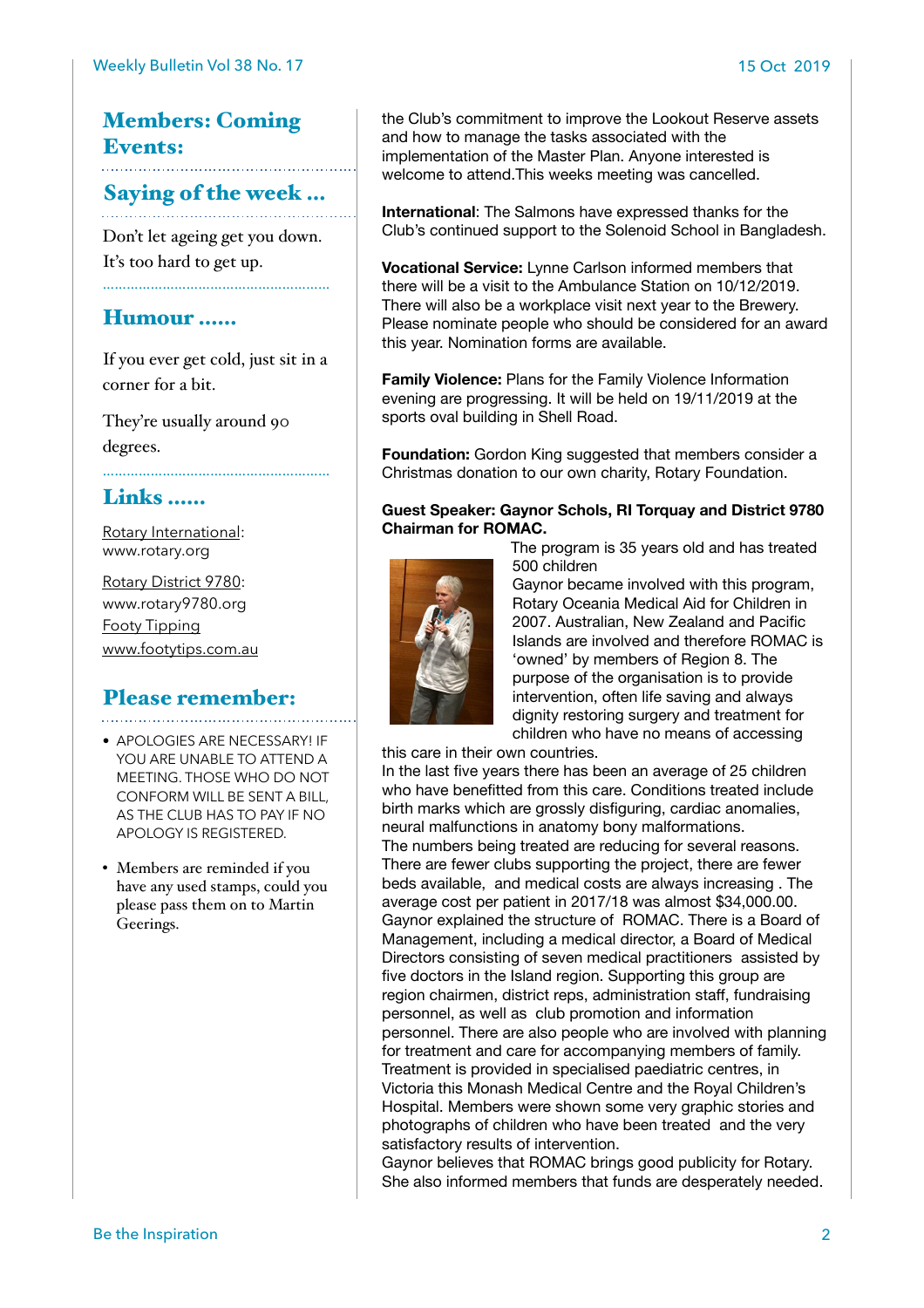## Members: Coming Events:

## Saying of the week ...

Don't let ageing get you down.
It's too hard to get up.

## Humour ......

If you ever get cold, just sit in a corner for a bit.

They're usually around 90 degrees.

## Links ......

Rotary International: www.rotary.org

Rotary District 9780: www.rotary9780.org

Footy Tipping

www.footytips.com.au

## Please remember:

- APOLOGIES ARE NECESSARY! IF YOU ARE UNABLE TO ATTEND A MEETING. THOSE WHO DO NOT CONFORM WILL BE SENT A BILL, AS THE CLUB HAS TO PAY IF NO APOLOGY IS REGISTERED.
- Members are reminded if you have any used stamps, could you please pass them on to Martin Geerings.

the Club's commitment to improve the Lookout Reserve assets and how to manage the tasks associated with the implementation of the Master Plan. Anyone interested is welcome to attend.This weeks meeting was cancelled.

**International**: The Salmons have expressed thanks for the Club's continued support to the Solenoid School in Bangladesh.

**Vocational Service:** Lynne Carlson informed members that there will be a visit to the Ambulance Station on 10/12/2019. There will also be a workplace visit next year to the Brewery. Please nominate people who should be considered for an award this year. Nomination forms are available.

**Family Violence:** Plans for the Family Violence Information evening are progressing. It will be held on 19/11/2019 at the sports oval building in Shell Road.

**Foundation:** Gordon King suggested that members consider a Christmas donation to our own charity, Rotary Foundation.

**Guest Speaker: Gaynor Schols, RI Torquay and District 9780 Chairman for ROMAC.**

The program is 35 years old and has treated 500 children
Gaynor became involved with this program, Rotary Oceania Medical Aid for Children in 2007. Australian, New Zealand and Pacific Islands are involved and therefore ROMAC is 'owned' by members of Region 8. The purpose of the organisation is to provide intervention, often life saving and always dignity restoring surgery and treatment for children who have no means of accessing this care in their own countries.
In the last five years there has been an average of 25 children who have benefitted from this care. Conditions treated include birth marks which are grossly disfiguring, cardiac anomalies, neural malfunctions in anatomy bony malformations.
The numbers being treated are reducing for several reasons. There are fewer clubs supporting the project, there are fewer beds available, and medical costs are always increasing . The average cost per patient in 2017/18 was almost $34,000.00.
Gaynor explained the structure of ROMAC. There is a Board of Management, including a medical director, a Board of Medical Directors consisting of seven medical practitioners assisted by five doctors in the Island region. Supporting this group are region chairmen, district reps, administration staff, fundraising personnel, as well as club promotion and information personnel. There are also people who are involved with planning for treatment and care for accompanying members of family.
Treatment is provided in specialised paediatric centres, in Victoria this Monash Medical Centre and the Royal Children's Hospital. Members were shown some very graphic stories and photographs of children who have been treated and the very satisfactory results of intervention.
Gaynor believes that ROMAC brings good publicity for Rotary. She also informed members that funds are desperately needed.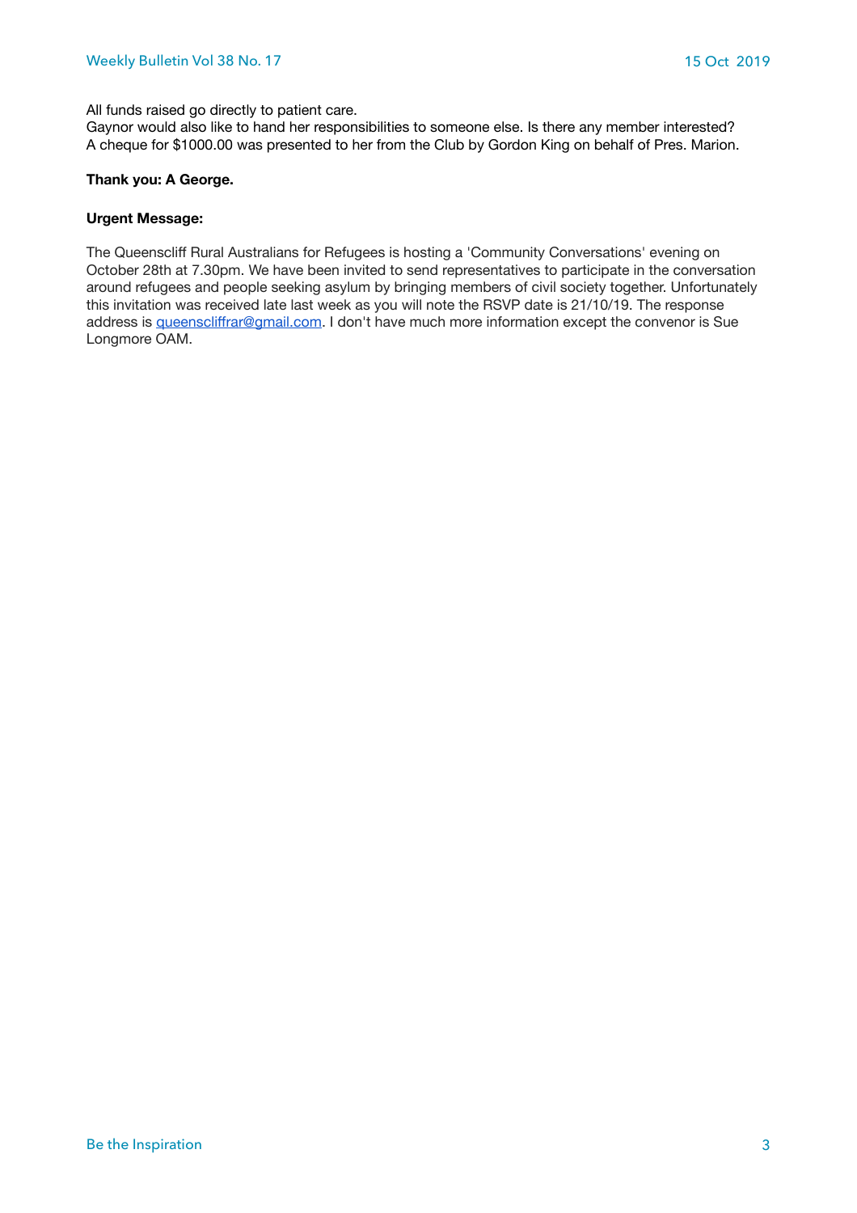All funds raised go directly to patient care.
Gaynor would also like to hand her responsibilities to someone else. Is there any member interested?
A cheque for $1000.00 was presented to her from the Club by Gordon King on behalf of Pres. Marion.

**Thank you: A George.**

**Urgent Message:**

The Queenscliff Rural Australians for Refugees is hosting a 'Community Conversations' evening on October 28th at 7.30pm. We have been invited to send representatives to participate in the conversation around refugees and people seeking asylum by bringing members of civil society together. Unfortunately this invitation was received late last week as you will note the RSVP date is 21/10/19. The response address is queenscliffrar@gmail.com. I don't have much more information except the convenor is Sue Longmore OAM.